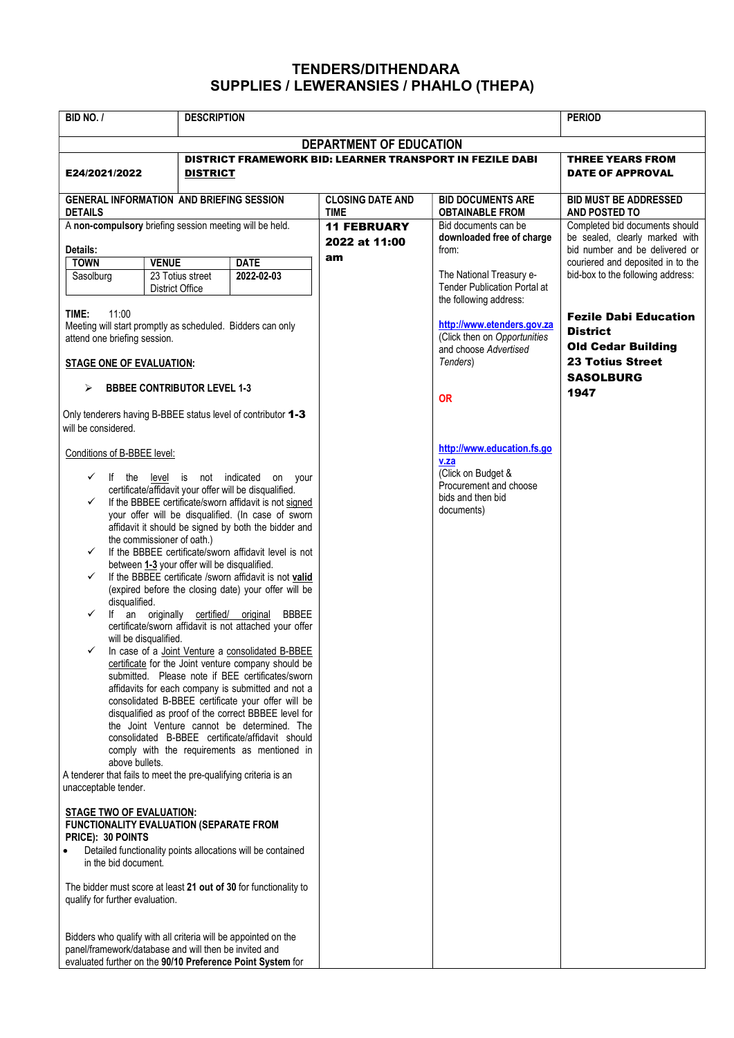# TENDERS/DITHENDARA
# SUPPLIES / LEWERANSIES / PHAHLO (THEPA)

| BID NO. / | DESCRIPTION | | | PERIOD |
|---|---|---|---|---|
| **DEPARTMENT OF EDUCATION** | | | | |
| **E24/2021/2022** | **DISTRICT FRAMEWORK BID: LEARNER TRANSPORT IN FEZILE DABI DISTRICT** | | | **THREE YEARS FROM DATE OF APPROVAL** |
| **GENERAL INFORMATION AND BRIEFING SESSION DETAILS** | | **CLOSING DATE AND TIME** | **BID DOCUMENTS ARE OBTAINABLE FROM** | **BID MUST BE ADDRESSED AND POSTED TO** |
| A **non-compulsory** briefing session meeting will be held.<br><br>**Details:**<br>**TOWN:** Sasolburg — **VENUE:** 23 Totius street District Office — **DATE:** 2022-02-03<br><br>**TIME:** 11:00<br>Meeting will start promptly as scheduled. Bidders can only attend one briefing session.<br><br>**STAGE ONE OF EVALUATION:**<br>➢ **BBBEE CONTRIBUTOR LEVEL 1-3**<br><br>Only tenderers having B-BBEE status level of contributor **1-3** will be considered.<br><br>Conditions of B-BBEE level:<br>✓ If the level is not indicated on your certificate/affidavit your offer will be disqualified.<br>✓ If the BBBEE certificate/sworn affidavit is not signed your offer will be disqualified. (In case of sworn affidavit it should be signed by both the bidder and the commissioner of oath.)<br>✓ If the BBBEE certificate/sworn affidavit level is not between **1-3** your offer will be disqualified.<br>✓ If the BBBEE certificate /sworn affidavit is not **valid** (expired before the closing date) your offer will be disqualified.<br>✓ If an originally certified/ original BBBEE certificate/sworn affidavit is not attached your offer will be disqualified.<br>✓ In case of a Joint Venture a consolidated B-BBEE certificate for the Joint venture company should be submitted. Please note if BEE certificates/sworn affidavits for each company is submitted and not a consolidated B-BBEE certificate your offer will be disqualified as proof of the correct BBBEE level for the Joint Venture cannot be determined. The consolidated B-BBEE certificate/affidavit should comply with the requirements as mentioned in above bullets.<br>A tenderer that fails to meet the pre-qualifying criteria is an unacceptable tender.<br><br>**STAGE TWO OF EVALUATION:**<br>**FUNCTIONALITY EVALUATION (SEPARATE FROM PRICE): 30 POINTS**<br>• Detailed functionality points allocations will be contained in the bid document.<br><br>The bidder must score at least **21 out of 30** for functionality to qualify for further evaluation.<br><br>Bidders who qualify with all criteria will be appointed on the panel/framework/database and will then be invited and evaluated further on the **90/10 Preference Point System** for | | **11 FEBRUARY 2022 at 11:00 am** | Bid documents can be **downloaded free of charge** from:<br><br>The National Treasury e-Tender Publication Portal at the following address:<br><br>http://www.etenders.gov.za<br>(Click then on *Opportunities* and choose *Advertised Tenders*)<br><br>**OR**<br><br>http://www.education.fs.gov.za<br>(Click on Budget & Procurement and choose bids and then bid documents) | Completed bid documents should be sealed, clearly marked with bid number and be delivered or couriered and deposited in to the bid-box to the following address:<br><br>**Fezile Dabi Education District**<br>**Old Cedar Building**<br>**23 Totius Street**<br>**SASOLBURG**<br>**1947** |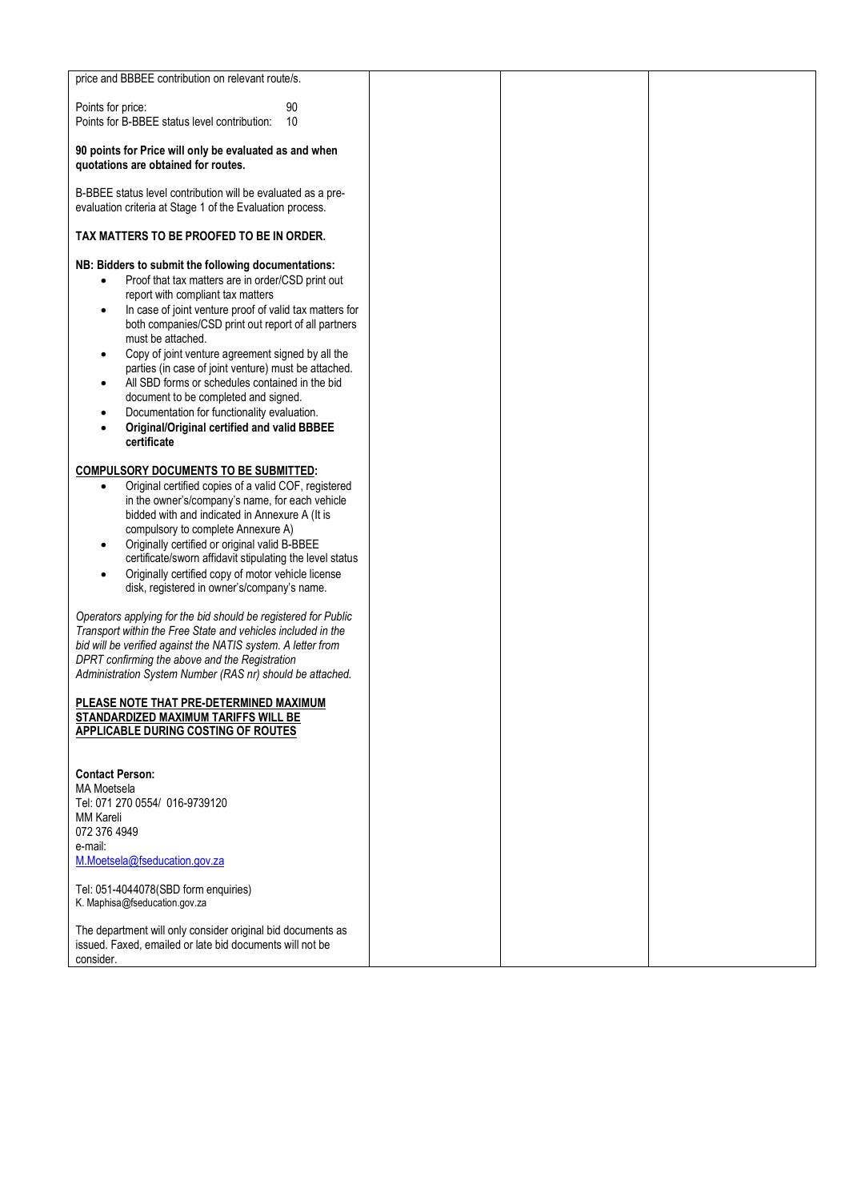| | | | |
|---|---|---|---|
| price and BBBEE contribution on relevant route/s.<br><br>Points for price: 90<br>Points for B-BBEE status level contribution: 10<br><br>**90 points for Price will only be evaluated as and when quotations are obtained for routes.**<br><br>B-BBEE status level contribution will be evaluated as a pre-evaluation criteria at Stage 1 of the Evaluation process.<br><br>**TAX MATTERS TO BE PROOFED TO BE IN ORDER.**<br><br>**NB: Bidders to submit the following documentations:**<br>• Proof that tax matters are in order/CSD print out report with compliant tax matters<br>• In case of joint venture proof of valid tax matters for both companies/CSD print out report of all partners must be attached.<br>• Copy of joint venture agreement signed by all the parties (in case of joint venture) must be attached.<br>• All SBD forms or schedules contained in the bid document to be completed and signed.<br>• Documentation for functionality evaluation.<br>• **Original/Original certified and valid BBBEE certificate**<br><br>**<u>COMPULSORY DOCUMENTS TO BE SUBMITTED</u>:**<br>• Original certified copies of a valid COF, registered in the owner's/company's name, for each vehicle bidded with and indicated in Annexure A (It is compulsory to complete Annexure A)<br>• Originally certified or original valid B-BBEE certificate/sworn affidavit stipulating the level status<br>• Originally certified copy of motor vehicle license disk, registered in owner's/company's name.<br><br>*Operators applying for the bid should be registered for Public Transport within the Free State and vehicles included in the bid will be verified against the NATIS system. A letter from DPRT confirming the above and the Registration Administration System Number (RAS nr) should be attached.*<br><br>**<u>PLEASE NOTE THAT PRE-DETERMINED MAXIMUM STANDARDIZED MAXIMUM TARIFFS WILL BE APPLICABLE DURING COSTING OF ROUTES</u>**<br><br>**Contact Person:**<br>MA Moetsela<br>Tel: 071 270 0554/ 016-9739120<br>MM Kareli<br>072 376 4949<br>e-mail:<br>M.Moetsela@fseducation.gov.za<br><br>Tel: 051-4044078(SBD form enquiries)<br>K. Maphisa@fseducation.gov.za<br><br>The department will only consider original bid documents as issued. Faxed, emailed or late bid documents will not be consider. | | | |